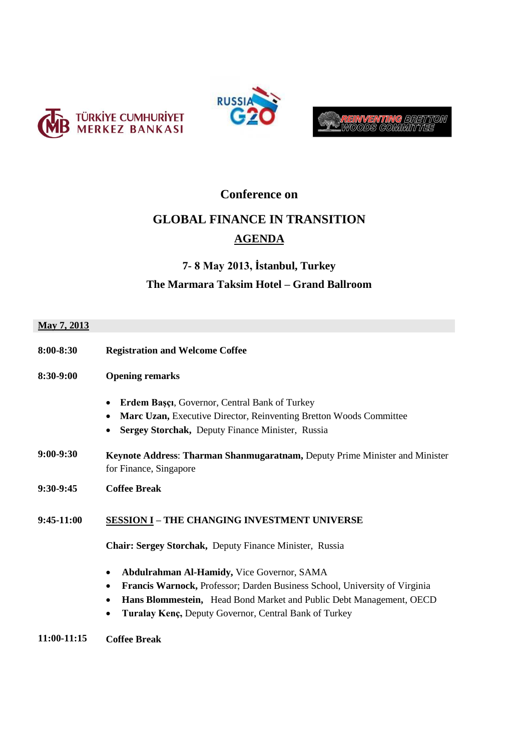TÜRKİYE CUMHURİYET MERKEZ BANKASI

RUSSIA G20

REINVENTING BRETTON WOODS COMMITTEE

## Conference on

# GLOBAL FINANCE IN TRANSITION

## AGENDA

### 7- 8 May 2013, İstanbul, Turkey

### The Marmara Taksim Hotel – Grand Ballroom

**May 7, 2013**

**8:00-8:30** **Registration and Welcome Coffee**

**8:30-9:00** **Opening remarks**

- **Erdem Başçı**, Governor, Central Bank of Turkey
- **Marc Uzan,** Executive Director, Reinventing Bretton Woods Committee
- **Sergey Storchak,** Deputy Finance Minister, Russia

**9:00-9:30** **Keynote Address**: **Tharman Shanmugaratnam,** Deputy Prime Minister and Minister for Finance, Singapore

**9:30-9:45** **Coffee Break**

**9:45-11:00** **SESSION I – THE CHANGING INVESTMENT UNIVERSE**

**Chair: Sergey Storchak,** Deputy Finance Minister, Russia

- **Abdulrahman Al-Hamidy,** Vice Governor, SAMA
- **Francis Warnock,** Professor; Darden Business School, University of Virginia
- **Hans Blommestein,** Head Bond Market and Public Debt Management, OECD
- **Turalay Kenç,** Deputy Governor, Central Bank of Turkey

**11:00-11:15** **Coffee Break**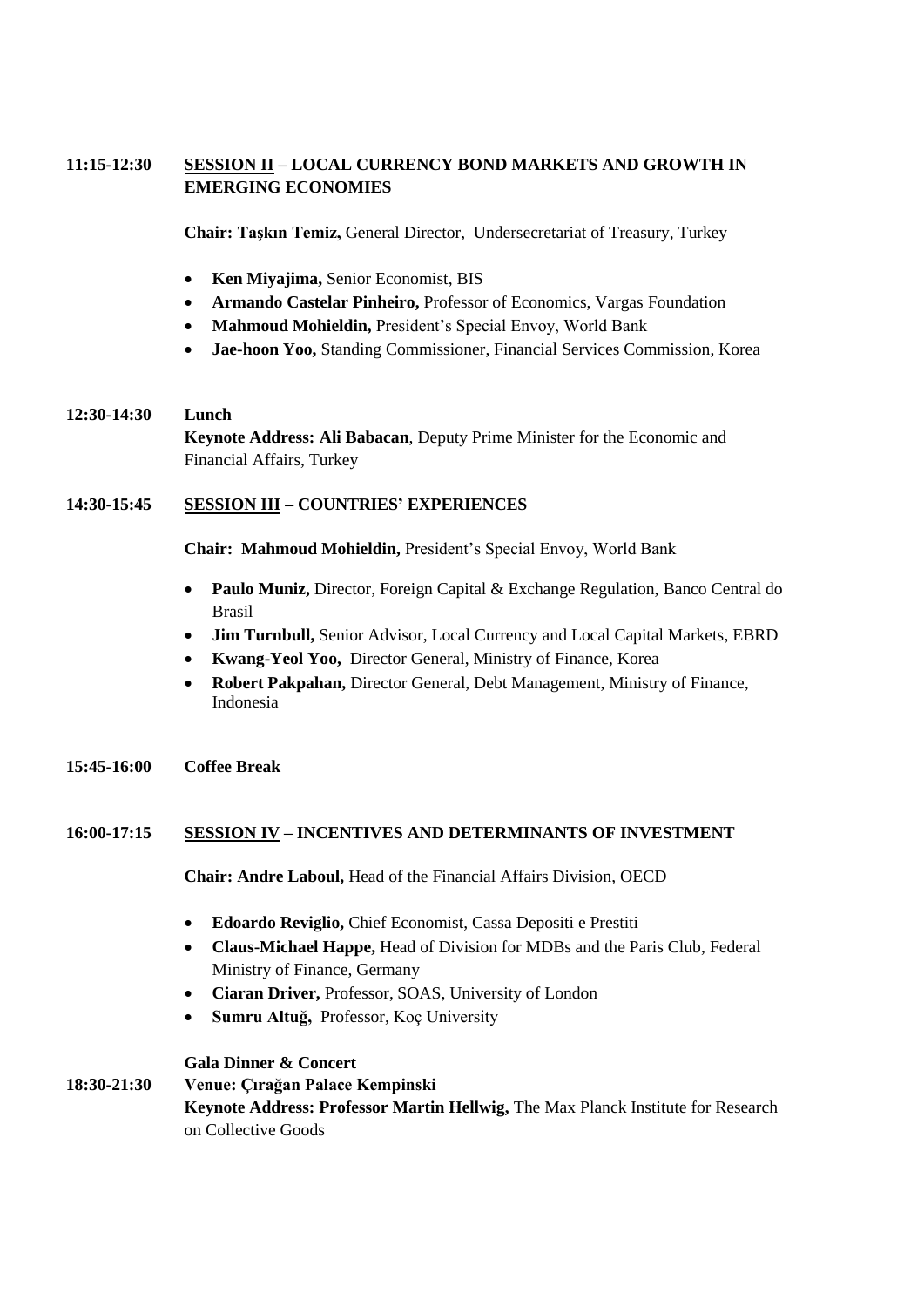**11:15-12:30** **<u>SESSION II</u> – LOCAL CURRENCY BOND MARKETS AND GROWTH IN EMERGING ECONOMIES**

**Chair: Taşkın Temiz,** General Director, Undersecretariat of Treasury, Turkey

- **Ken Miyajima,** Senior Economist, BIS
- **Armando Castelar Pinheiro,** Professor of Economics, Vargas Foundation
- **Mahmoud Mohieldin,** President's Special Envoy, World Bank
- **Jae-hoon Yoo,** Standing Commissioner, Financial Services Commission, Korea

**12:30-14:30** **Lunch**

**Keynote Address: Ali Babacan**, Deputy Prime Minister for the Economic and Financial Affairs, Turkey

**14:30-15:45** **<u>SESSION III</u> – COUNTRIES' EXPERIENCES**

**Chair: Mahmoud Mohieldin,** President's Special Envoy, World Bank

- **Paulo Muniz,** Director, Foreign Capital & Exchange Regulation, Banco Central do Brasil
- **Jim Turnbull,** Senior Advisor, Local Currency and Local Capital Markets, EBRD
- **Kwang-Yeol Yoo,** Director General, Ministry of Finance, Korea
- **Robert Pakpahan,** Director General, Debt Management, Ministry of Finance, Indonesia

**15:45-16:00** **Coffee Break**

**16:00-17:15** **<u>SESSION IV</u> – INCENTIVES AND DETERMINANTS OF INVESTMENT**

**Chair: Andre Laboul,** Head of the Financial Affairs Division, OECD

- **Edoardo Reviglio,** Chief Economist, Cassa Depositi e Prestiti
- **Claus-Michael Happe,** Head of Division for MDBs and the Paris Club, Federal Ministry of Finance, Germany
- **Ciaran Driver,** Professor, SOAS, University of London
- **Sumru Altuğ,** Professor, Koç University

**18:30-21:30** **Gala Dinner & Concert**

**Venue: Çırağan Palace Kempinski**

**Keynote Address: Professor Martin Hellwig,** The Max Planck Institute for Research on Collective Goods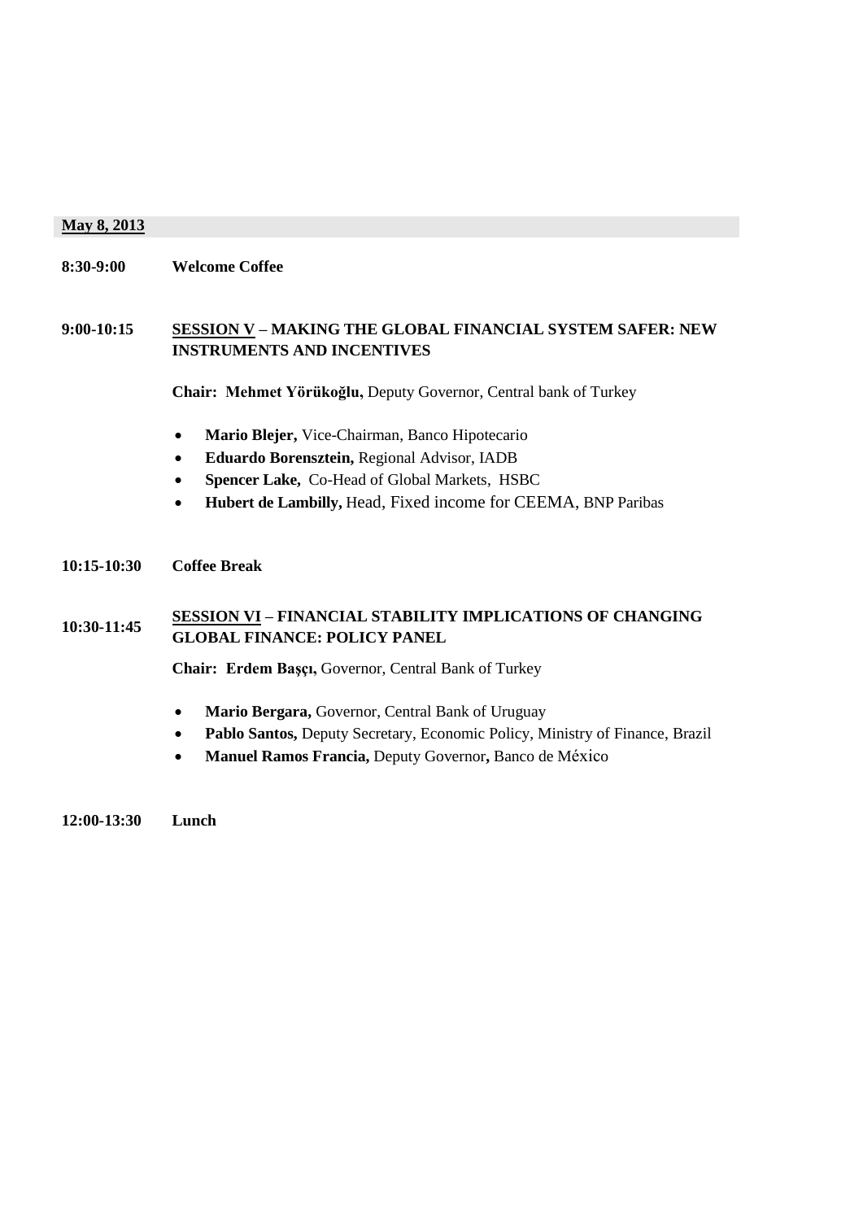**May 8, 2013**

**8:30-9:00** **Welcome Coffee**

**9:00-10:15** **SESSION V – MAKING THE GLOBAL FINANCIAL SYSTEM SAFER: NEW INSTRUMENTS AND INCENTIVES**

**Chair: Mehmet Yörükoğlu,** Deputy Governor, Central bank of Turkey

- **Mario Blejer,** Vice-Chairman, Banco Hipotecario
- **Eduardo Borensztein,** Regional Advisor, IADB
- **Spencer Lake,** Co-Head of Global Markets, HSBC
- **Hubert de Lambilly,** Head, Fixed income for CEEMA, BNP Paribas

**10:15-10:30** **Coffee Break**

**10:30-11:45** **SESSION VI – FINANCIAL STABILITY IMPLICATIONS OF CHANGING GLOBAL FINANCE: POLICY PANEL**

**Chair: Erdem Başçı,** Governor, Central Bank of Turkey

- **Mario Bergara,** Governor, Central Bank of Uruguay
- **Pablo Santos,** Deputy Secretary, Economic Policy, Ministry of Finance, Brazil
- **Manuel Ramos Francia,** Deputy Governor**,** Banco de México

**12:00-13:30** **Lunch**